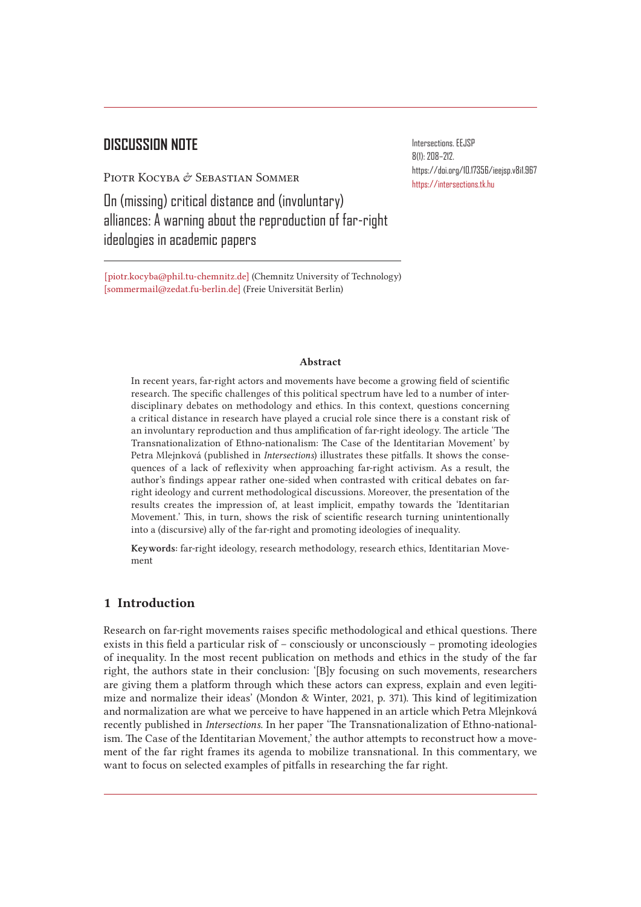DISCUSSION NOTE

Intersections. EEJSP
8(1): 208–212.
https://doi.org/10.17356/ieejsp.v8i1.967
https://intersections.tk.hu

Piotr Kocyba & Sebastian Sommer

# On (missing) critical distance and (involuntary) alliances: A warning about the reproduction of far-right ideologies in academic papers

[piotr.kocyba@phil.tu-chemnitz.de] (Chemnitz University of Technology)
[sommermail@zedat.fu-berlin.de] (Freie Universität Berlin)

**Abstract**

In recent years, far-right actors and movements have become a growing field of scientific research. The specific challenges of this political spectrum have led to a number of interdisciplinary debates on methodology and ethics. In this context, questions concerning a critical distance in research have played a crucial role since there is a constant risk of an involuntary reproduction and thus amplification of far-right ideology. The article 'The Transnationalization of Ethno-nationalism: The Case of the Identitarian Movement' by Petra Mlejnková (published in *Intersections*) illustrates these pitfalls. It shows the consequences of a lack of reflexivity when approaching far-right activism. As a result, the author's findings appear rather one-sided when contrasted with critical debates on far-right ideology and current methodological discussions. Moreover, the presentation of the results creates the impression of, at least implicit, empathy towards the 'Identitarian Movement.' This, in turn, shows the risk of scientific research turning unintentionally into a (discursive) ally of the far-right and promoting ideologies of inequality.

**Keywords**: far-right ideology, research methodology, research ethics, Identitarian Movement

## 1 Introduction

Research on far-right movements raises specific methodological and ethical questions. There exists in this field a particular risk of – consciously or unconsciously – promoting ideologies of inequality. In the most recent publication on methods and ethics in the study of the far right, the authors state in their conclusion: '[B]y focusing on such movements, researchers are giving them a platform through which these actors can express, explain and even legitimize and normalize their ideas' (Mondon & Winter, 2021, p. 371). This kind of legitimization and normalization are what we perceive to have happened in an article which Petra Mlejnková recently published in *Intersections*. In her paper 'The Transnationalization of Ethno-nationalism. The Case of the Identitarian Movement,' the author attempts to reconstruct how a movement of the far right frames its agenda to mobilize transnational. In this commentary, we want to focus on selected examples of pitfalls in researching the far right.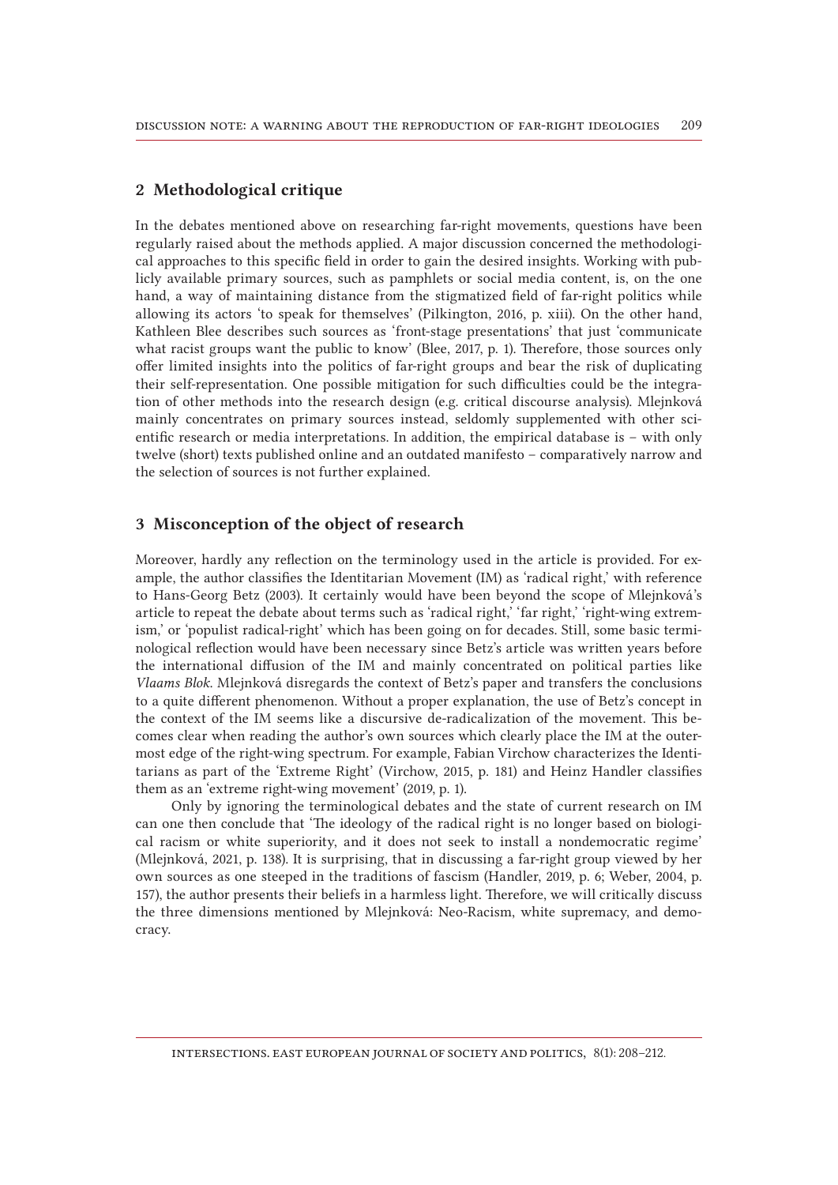## 2 Methodological critique

In the debates mentioned above on researching far-right movements, questions have been regularly raised about the methods applied. A major discussion concerned the methodological approaches to this specific field in order to gain the desired insights. Working with publicly available primary sources, such as pamphlets or social media content, is, on the one hand, a way of maintaining distance from the stigmatized field of far-right politics while allowing its actors 'to speak for themselves' (Pilkington, 2016, p. xiii). On the other hand, Kathleen Blee describes such sources as 'front-stage presentations' that just 'communicate what racist groups want the public to know' (Blee, 2017, p. 1). Therefore, those sources only offer limited insights into the politics of far-right groups and bear the risk of duplicating their self-representation. One possible mitigation for such difficulties could be the integration of other methods into the research design (e.g. critical discourse analysis). Mlejnková mainly concentrates on primary sources instead, seldomly supplemented with other scientific research or media interpretations. In addition, the empirical database is – with only twelve (short) texts published online and an outdated manifesto – comparatively narrow and the selection of sources is not further explained.

## 3 Misconception of the object of research

Moreover, hardly any reflection on the terminology used in the article is provided. For example, the author classifies the Identitarian Movement (IM) as 'radical right,' with reference to Hans-Georg Betz (2003). It certainly would have been beyond the scope of Mlejnková's article to repeat the debate about terms such as 'radical right,' 'far right,' 'right-wing extremism,' or 'populist radical-right' which has been going on for decades. Still, some basic terminological reflection would have been necessary since Betz's article was written years before the international diffusion of the IM and mainly concentrated on political parties like *Vlaams Blok*. Mlejnková disregards the context of Betz's paper and transfers the conclusions to a quite different phenomenon. Without a proper explanation, the use of Betz's concept in the context of the IM seems like a discursive de-radicalization of the movement. This becomes clear when reading the author's own sources which clearly place the IM at the outermost edge of the right-wing spectrum. For example, Fabian Virchow characterizes the Identitarians as part of the 'Extreme Right' (Virchow, 2015, p. 181) and Heinz Handler classifies them as an 'extreme right-wing movement' (2019, p. 1).

Only by ignoring the terminological debates and the state of current research on IM can one then conclude that 'The ideology of the radical right is no longer based on biological racism or white superiority, and it does not seek to install a nondemocratic regime' (Mlejnková, 2021, p. 138). It is surprising, that in discussing a far-right group viewed by her own sources as one steeped in the traditions of fascism (Handler, 2019, p. 6; Weber, 2004, p. 157), the author presents their beliefs in a harmless light. Therefore, we will critically discuss the three dimensions mentioned by Mlejnková: Neo-Racism, white supremacy, and democracy.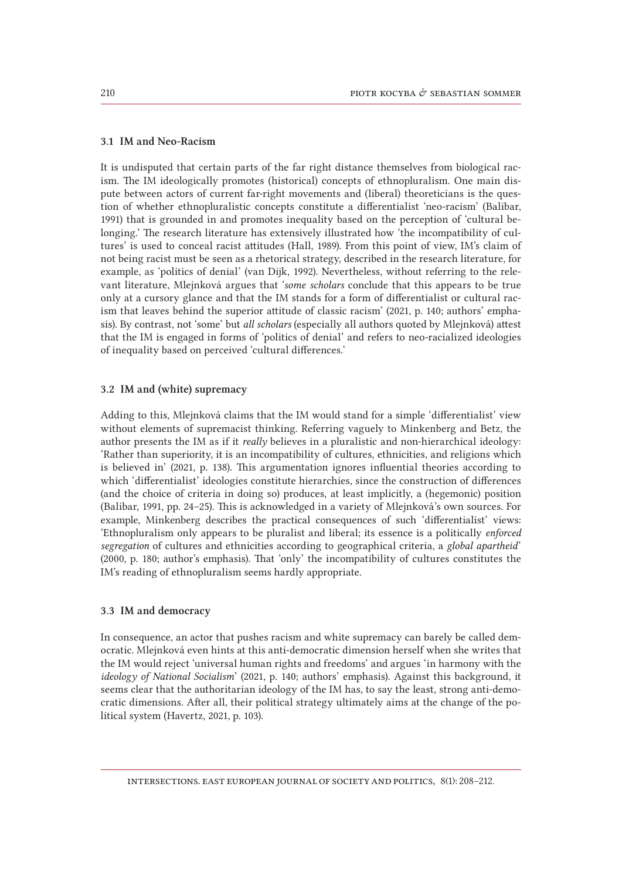### 3.1 IM and Neo-Racism

It is undisputed that certain parts of the far right distance themselves from biological racism. The IM ideologically promotes (historical) concepts of ethnopluralism. One main dispute between actors of current far-right movements and (liberal) theoreticians is the question of whether ethnopluralistic concepts constitute a differentialist 'neo-racism' (Balibar, 1991) that is grounded in and promotes inequality based on the perception of 'cultural belonging.' The research literature has extensively illustrated how 'the incompatibility of cultures' is used to conceal racist attitudes (Hall, 1989). From this point of view, IM's claim of not being racist must be seen as a rhetorical strategy, described in the research literature, for example, as 'politics of denial' (van Dijk, 1992). Nevertheless, without referring to the relevant literature, Mlejnková argues that '*some scholars* conclude that this appears to be true only at a cursory glance and that the IM stands for a form of differentialist or cultural racism that leaves behind the superior attitude of classic racism' (2021, p. 140; authors' emphasis). By contrast, not 'some' but *all scholars* (especially all authors quoted by Mlejnková) attest that the IM is engaged in forms of 'politics of denial' and refers to neo-racialized ideologies of inequality based on perceived 'cultural differences.'

### 3.2 IM and (white) supremacy

Adding to this, Mlejnková claims that the IM would stand for a simple 'differentialist' view without elements of supremacist thinking. Referring vaguely to Minkenberg and Betz, the author presents the IM as if it *really* believes in a pluralistic and non-hierarchical ideology: 'Rather than superiority, it is an incompatibility of cultures, ethnicities, and religions which is believed in' (2021, p. 138). This argumentation ignores influential theories according to which 'differentialist' ideologies constitute hierarchies, since the construction of differences (and the choice of criteria in doing so) produces, at least implicitly, a (hegemonic) position (Balibar, 1991, pp. 24–25). This is acknowledged in a variety of Mlejnková's own sources. For example, Minkenberg describes the practical consequences of such 'differentialist' views: 'Ethnopluralism only appears to be pluralist and liberal; its essence is a politically *enforced segregation* of cultures and ethnicities according to geographical criteria, a *global apartheid*' (2000, p. 180; author's emphasis). That 'only' the incompatibility of cultures constitutes the IM's reading of ethnopluralism seems hardly appropriate.

### 3.3 IM and democracy

In consequence, an actor that pushes racism and white supremacy can barely be called democratic. Mlejnková even hints at this anti-democratic dimension herself when she writes that the IM would reject 'universal human rights and freedoms' and argues 'in harmony with the *ideology of National Socialism*' (2021, p. 140; authors' emphasis). Against this background, it seems clear that the authoritarian ideology of the IM has, to say the least, strong anti-democratic dimensions. After all, their political strategy ultimately aims at the change of the political system (Havertz, 2021, p. 103).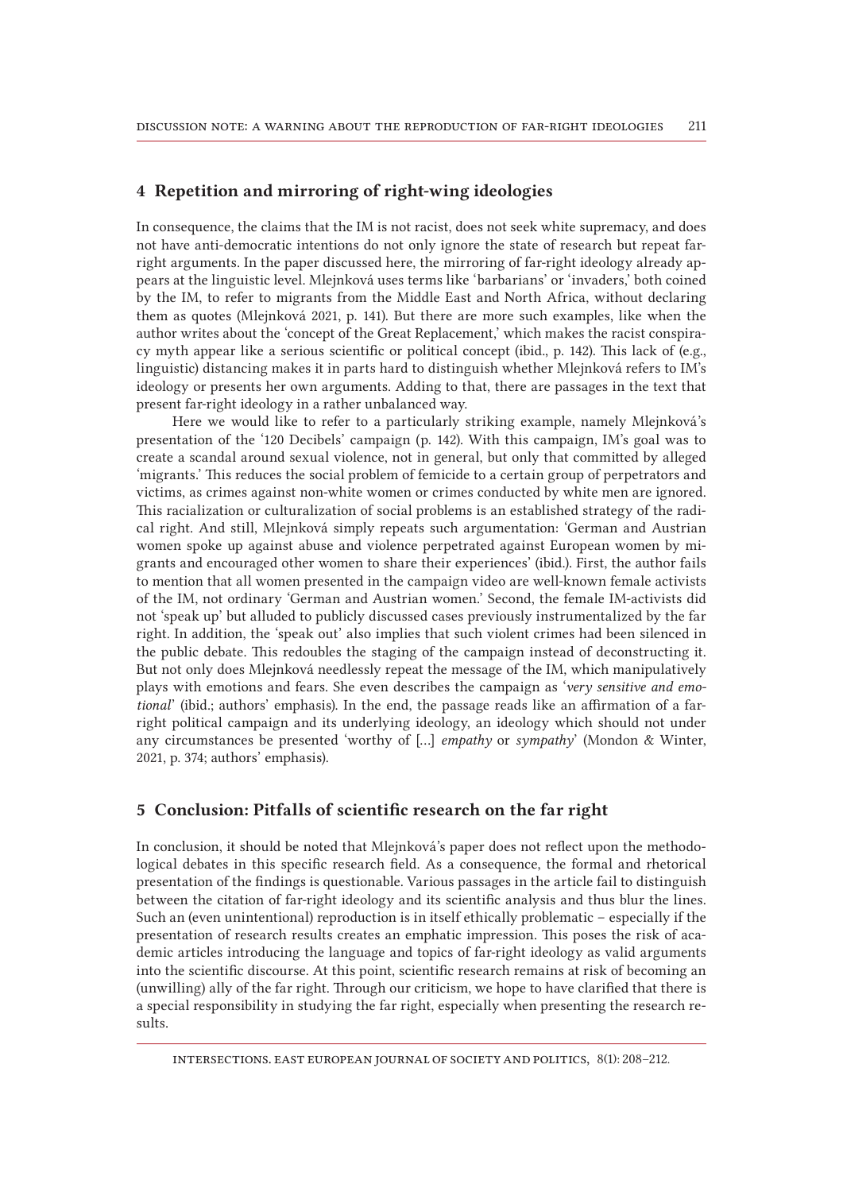## 4 Repetition and mirroring of right-wing ideologies

In consequence, the claims that the IM is not racist, does not seek white supremacy, and does not have anti-democratic intentions do not only ignore the state of research but repeat far-right arguments. In the paper discussed here, the mirroring of far-right ideology already appears at the linguistic level. Mlejnková uses terms like 'barbarians' or 'invaders,' both coined by the IM, to refer to migrants from the Middle East and North Africa, without declaring them as quotes (Mlejnková 2021, p. 141). But there are more such examples, like when the author writes about the 'concept of the Great Replacement,' which makes the racist conspiracy myth appear like a serious scientific or political concept (ibid., p. 142). This lack of (e.g., linguistic) distancing makes it in parts hard to distinguish whether Mlejnková refers to IM's ideology or presents her own arguments. Adding to that, there are passages in the text that present far-right ideology in a rather unbalanced way.

Here we would like to refer to a particularly striking example, namely Mlejnková's presentation of the '120 Decibels' campaign (p. 142). With this campaign, IM's goal was to create a scandal around sexual violence, not in general, but only that committed by alleged 'migrants.' This reduces the social problem of femicide to a certain group of perpetrators and victims, as crimes against non-white women or crimes conducted by white men are ignored. This racialization or culturalization of social problems is an established strategy of the radical right. And still, Mlejnková simply repeats such argumentation: 'German and Austrian women spoke up against abuse and violence perpetrated against European women by migrants and encouraged other women to share their experiences' (ibid.). First, the author fails to mention that all women presented in the campaign video are well-known female activists of the IM, not ordinary 'German and Austrian women.' Second, the female IM-activists did not 'speak up' but alluded to publicly discussed cases previously instrumentalized by the far right. In addition, the 'speak out' also implies that such violent crimes had been silenced in the public debate. This redoubles the staging of the campaign instead of deconstructing it. But not only does Mlejnková needlessly repeat the message of the IM, which manipulatively plays with emotions and fears. She even describes the campaign as '*very sensitive and emotional*' (ibid.; authors' emphasis). In the end, the passage reads like an affirmation of a far-right political campaign and its underlying ideology, an ideology which should not under any circumstances be presented 'worthy of […] *empathy* or *sympathy*' (Mondon & Winter, 2021, p. 374; authors' emphasis).

## 5 Conclusion: Pitfalls of scientific research on the far right

In conclusion, it should be noted that Mlejnková's paper does not reflect upon the methodological debates in this specific research field. As a consequence, the formal and rhetorical presentation of the findings is questionable. Various passages in the article fail to distinguish between the citation of far-right ideology and its scientific analysis and thus blur the lines. Such an (even unintentional) reproduction is in itself ethically problematic – especially if the presentation of research results creates an emphatic impression. This poses the risk of academic articles introducing the language and topics of far-right ideology as valid arguments into the scientific discourse. At this point, scientific research remains at risk of becoming an (unwilling) ally of the far right. Through our criticism, we hope to have clarified that there is a special responsibility in studying the far right, especially when presenting the research results.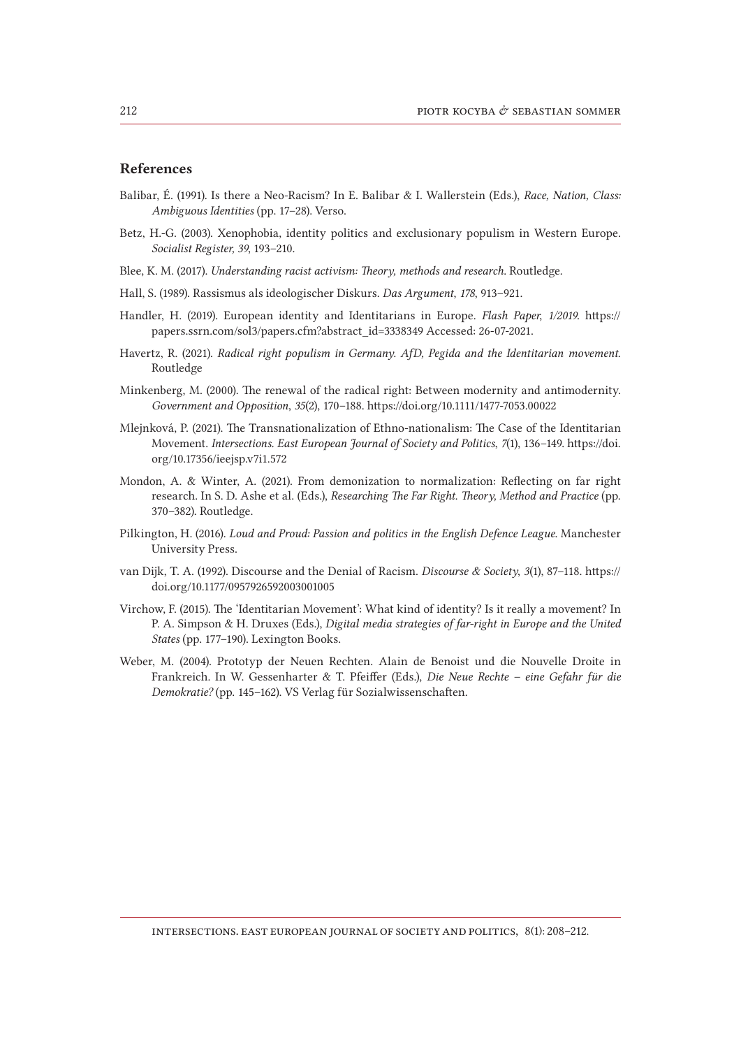## References

Balibar, É. (1991). Is there a Neo-Racism? In E. Balibar & I. Wallerstein (Eds.), *Race, Nation, Class: Ambiguous Identities* (pp. 17–28). Verso.

Betz, H.-G. (2003). Xenophobia, identity politics and exclusionary populism in Western Europe. *Socialist Register, 39*, 193–210.

Blee, K. M. (2017). *Understanding racist activism: Theory, methods and research*. Routledge.

Hall, S. (1989). Rassismus als ideologischer Diskurs. *Das Argument*, *178*, 913–921.

Handler, H. (2019). European identity and Identitarians in Europe. *Flash Paper, 1/2019*. https://papers.ssrn.com/sol3/papers.cfm?abstract_id=3338349 Accessed: 26-07-2021.

Havertz, R. (2021). *Radical right populism in Germany. AfD, Pegida and the Identitarian movement*. Routledge

Minkenberg, M. (2000). The renewal of the radical right: Between modernity and antimodernity. *Government and Opposition*, *35*(2), 170–188. https://doi.org/10.1111/1477-7053.00022

Mlejnková, P. (2021). The Transnationalization of Ethno-nationalism: The Case of the Identitarian Movement. *Intersections. East European Journal of Society and Politics*, *7*(1), 136–149. https://doi.org/10.17356/ieejsp.v7i1.572

Mondon, A. & Winter, A. (2021). From demonization to normalization: Reflecting on far right research. In S. D. Ashe et al. (Eds.), *Researching The Far Right. Theory, Method and Practice* (pp. 370–382). Routledge.

Pilkington, H. (2016). *Loud and Proud: Passion and politics in the English Defence League*. Manchester University Press.

van Dijk, T. A. (1992). Discourse and the Denial of Racism. *Discourse & Society*, *3*(1), 87–118. https://doi.org/10.1177/0957926592003001005

Virchow, F. (2015). The 'Identitarian Movement': What kind of identity? Is it really a movement? In P. A. Simpson & H. Druxes (Eds.), *Digital media strategies of far-right in Europe and the United States* (pp. 177–190). Lexington Books.

Weber, M. (2004). Prototyp der Neuen Rechten. Alain de Benoist und die Nouvelle Droite in Frankreich. In W. Gessenharter & T. Pfeiffer (Eds.), *Die Neue Rechte – eine Gefahr für die Demokratie?* (pp. 145–162). VS Verlag für Sozialwissenschaften.